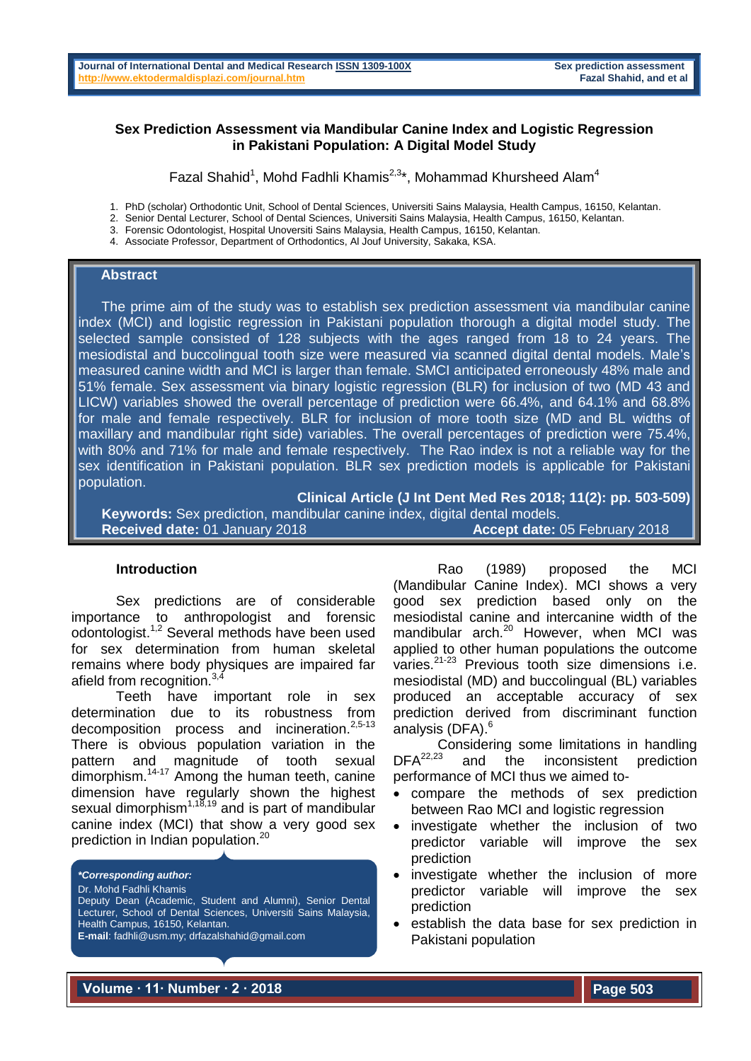# Sex Prediction Assessment via Mandibular Canine Index and Logistic Regression in Pakistani Population: A Digital Model Study

Fazal Shahid[1], Mohd Fadhli Khamis[2,3]*, Mohammad Khursheed Alam[4]

1. PhD (scholar) Orthodontic Unit, School of Dental Sciences, Universiti Sains Malaysia, Health Campus, 16150, Kelantan.
2. Senior Dental Lecturer, School of Dental Sciences, Universiti Sains Malaysia, Health Campus, 16150, Kelantan.
3. Forensic Odontologist, Hospital Unoversiti Sains Malaysia, Health Campus, 16150, Kelantan.
4. Associate Professor, Department of Orthodontics, Al Jouf University, Sakaka, KSA.

## Abstract

The prime aim of the study was to establish sex prediction assessment via mandibular canine index (MCI) and logistic regression in Pakistani population thorough a digital model study. The selected sample consisted of 128 subjects with the ages ranged from 18 to 24 years. The mesiodistal and buccolingual tooth size were measured via scanned digital dental models. Male's measured canine width and MCI is larger than female. SMCI anticipated erroneously 48% male and 51% female. Sex assessment via binary logistic regression (BLR) for inclusion of two (MD 43 and LICW) variables showed the overall percentage of prediction were 66.4%, and 64.1% and 68.8% for male and female respectively. BLR for inclusion of more tooth size (MD and BL widths of maxillary and mandibular right side) variables. The overall percentages of prediction were 75.4%, with 80% and 71% for male and female respectively. The Rao index is not a reliable way for the sex identification in Pakistani population. BLR sex prediction models is applicable for Pakistani population.

**Clinical Article (J Int Dent Med Res 2018; 11(2): pp. 503-509)**

**Keywords:** Sex prediction, mandibular canine index, digital dental models.

**Received date:** 01 January 2018 **Accept date:** 05 February 2018

## Introduction

Sex predictions are of considerable importance to anthropologist and forensic odontologist.[1,2] Several methods have been used for sex determination from human skeletal remains where body physiques are impaired far afield from recognition.[3,4]

Teeth have important role in sex determination due to its robustness from decomposition process and incineration.[2,5-13] There is obvious population variation in the pattern and magnitude of tooth sexual dimorphism.[14-17] Among the human teeth, canine dimension have regularly shown the highest sexual dimorphism[1,18,19] and is part of mandibular canine index (MCI) that show a very good sex prediction in Indian population.[20]

*__Corresponding author:__*
Dr. Mohd Fadhli Khamis
Deputy Dean (Academic, Student and Alumni), Senior Dental Lecturer, School of Dental Sciences, Universiti Sains Malaysia, Health Campus, 16150, Kelantan.
**E-mail**: fadhli@usm.my; drfazalshahid@gmail.com

Rao (1989) proposed the MCI (Mandibular Canine Index). MCI shows a very good sex prediction based only on the mesiodistal canine and intercanine width of the mandibular arch.[20] However, when MCI was applied to other human populations the outcome varies.[21-23] Previous tooth size dimensions i.e. mesiodistal (MD) and buccolingual (BL) variables produced an acceptable accuracy of sex prediction derived from discriminant function analysis (DFA).[6]

Considering some limitations in handling DFA[22,23] and the inconsistent prediction performance of MCI thus we aimed to-

- compare the methods of sex prediction between Rao MCI and logistic regression
- investigate whether the inclusion of two predictor variable will improve the sex prediction
- investigate whether the inclusion of more predictor variable will improve the sex prediction
- establish the data base for sex prediction in Pakistani population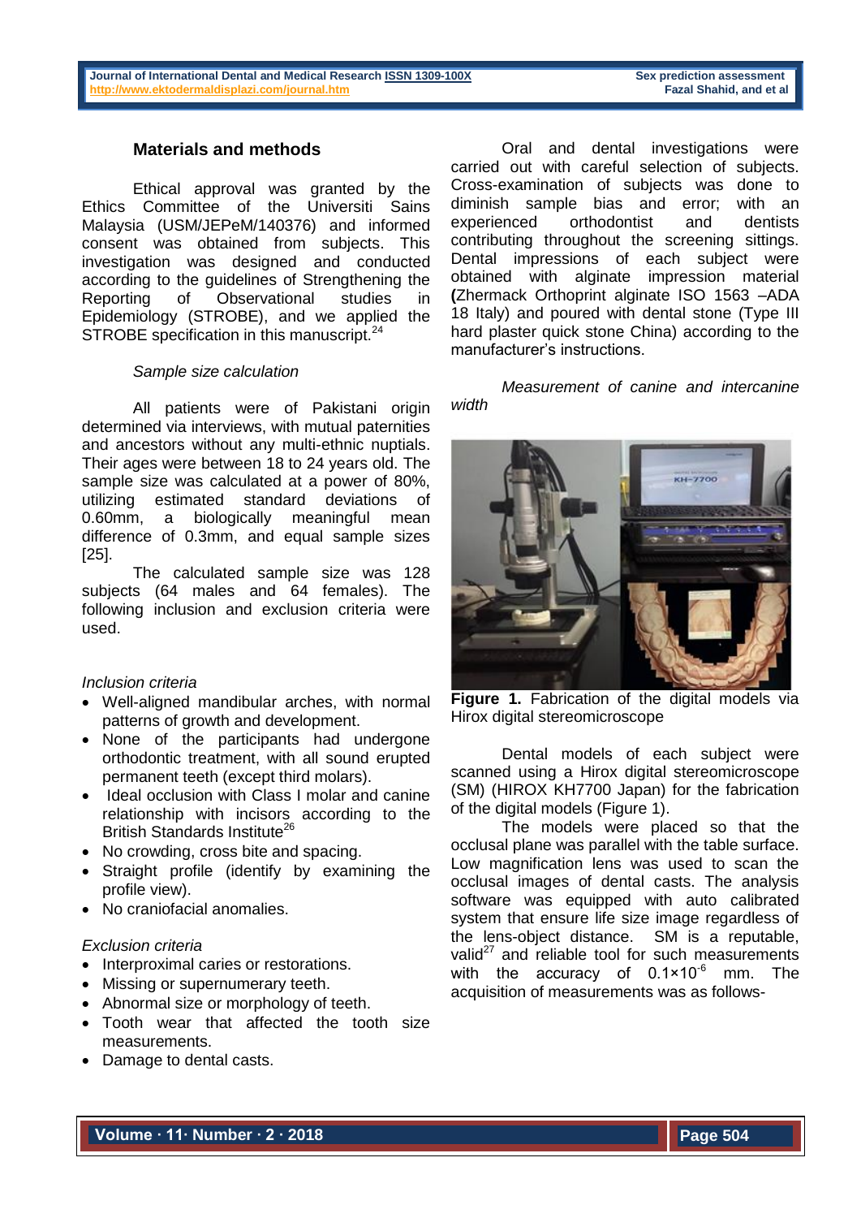## Materials and methods

Ethical approval was granted by the Ethics Committee of the Universiti Sains Malaysia (USM/JEPeM/140376) and informed consent was obtained from subjects. This investigation was designed and conducted according to the guidelines of Strengthening the Reporting of Observational studies in Epidemiology (STROBE), and we applied the STROBE specification in this manuscript.[24]

*Sample size calculation*

All patients were of Pakistani origin determined via interviews, with mutual paternities and ancestors without any multi-ethnic nuptials. Their ages were between 18 to 24 years old. The sample size was calculated at a power of 80%, utilizing estimated standard deviations of 0.60mm, a biologically meaningful mean difference of 0.3mm, and equal sample sizes [25].

The calculated sample size was 128 subjects (64 males and 64 females). The following inclusion and exclusion criteria were used.

*Inclusion criteria*

- Well-aligned mandibular arches, with normal patterns of growth and development.
- None of the participants had undergone orthodontic treatment, with all sound erupted permanent teeth (except third molars).
- Ideal occlusion with Class I molar and canine relationship with incisors according to the British Standards Institute[26]
- No crowding, cross bite and spacing.
- Straight profile (identify by examining the profile view).
- No craniofacial anomalies.

*Exclusion criteria*

- Interproximal caries or restorations.
- Missing or supernumerary teeth.
- Abnormal size or morphology of teeth.
- Tooth wear that affected the tooth size measurements.
- Damage to dental casts.

Oral and dental investigations were carried out with careful selection of subjects. Cross-examination of subjects was done to diminish sample bias and error; with an experienced orthodontist and dentists contributing throughout the screening sittings. Dental impressions of each subject were obtained with alginate impression material **(**Zhermack Orthoprint alginate ISO 1563 –ADA 18 Italy) and poured with dental stone (Type III hard plaster quick stone China) according to the manufacturer's instructions.

*Measurement of canine and intercanine width*

**Figure 1.** Fabrication of the digital models via Hirox digital stereomicroscope

Dental models of each subject were scanned using a Hirox digital stereomicroscope (SM) (HIROX KH7700 Japan) for the fabrication of the digital models (Figure 1).

The models were placed so that the occlusal plane was parallel with the table surface. Low magnification lens was used to scan the occlusal images of dental casts. The analysis software was equipped with auto calibrated system that ensure life size image regardless of the lens-object distance. SM is a reputable, valid[27] and reliable tool for such measurements with the accuracy of $0.1\times10^{-6}$ mm. The acquisition of measurements was as follows-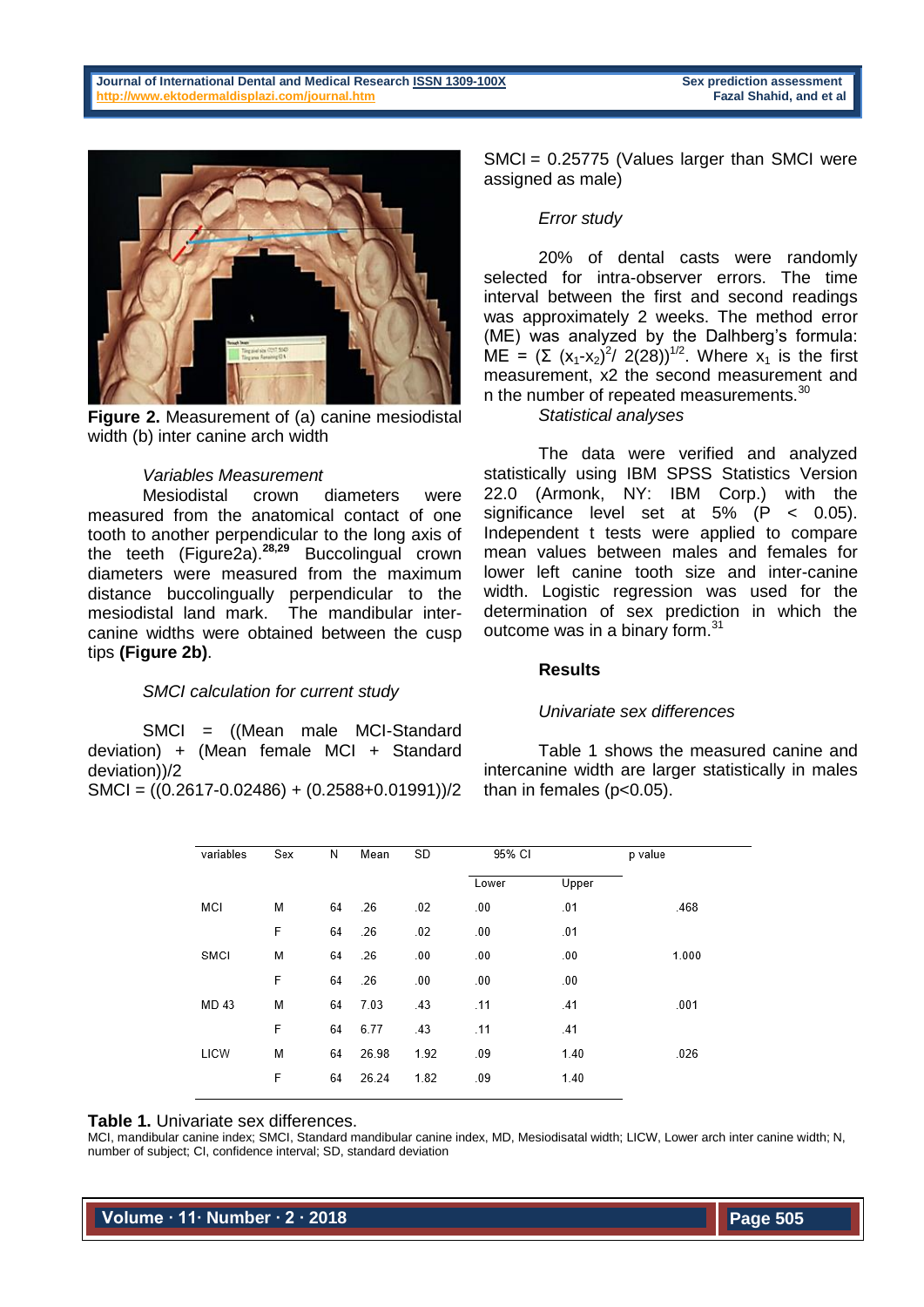Figure 2. Measurement of (a) canine mesiodistal width (b) inter canine arch width

*Variables Measurement*

Mesiodistal crown diameters were measured from the anatomical contact of one tooth to another perpendicular to the long axis of the teeth (Figure2a).[28,29] Buccolingual crown diameters were measured from the maximum distance buccolingually perpendicular to the mesiodistal land mark. The mandibular inter-canine widths were obtained between the cusp tips **(Figure 2b)**.

*SMCI calculation for current study*

SMCI = ((Mean male MCI-Standard deviation) + (Mean female MCI + Standard deviation))/2

SMCI = ((0.2617-0.02486) + (0.2588+0.01991))/2

SMCI = 0.25775 (Values larger than SMCI were assigned as male)

*Error study*

20% of dental casts were randomly selected for intra-observer errors. The time interval between the first and second readings was approximately 2 weeks. The method error (ME) was analyzed by the Dalhberg's formula: $ME = (\Sigma (x_1-x_2)^2 / 2(28))^{1/2}$. Where $x_1$ is the first measurement, x2 the second measurement and n the number of repeated measurements.[30]

*Statistical analyses*

The data were verified and analyzed statistically using IBM SPSS Statistics Version 22.0 (Armonk, NY: IBM Corp.) with the significance level set at 5% ($P < 0.05$). Independent t tests were applied to compare mean values between males and females for lower left canine tooth size and inter-canine width. Logistic regression was used for the determination of sex prediction in which the outcome was in a binary form.[31]

**Results**

*Univariate sex differences*

Table 1 shows the measured canine and intercanine width are larger statistically in males than in females ($p<0.05$).

| variables | Sex | N | Mean | SD | 95% CI | | p value |
|---|---|---|---|---|---|---|---|
| | | | | | Lower | Upper | |
| MCI | M | 64 | .26 | .02 | .00 | .01 | .468 |
| | F | 64 | .26 | .02 | .00 | .01 | |
| SMCI | M | 64 | .26 | .00 | .00 | .00 | 1.000 |
| | F | 64 | .26 | .00 | .00 | .00 | |
| MD 43 | M | 64 | 7.03 | .43 | .11 | .41 | .001 |
| | F | 64 | 6.77 | .43 | .11 | .41 | |
| LICW | M | 64 | 26.98 | 1.92 | .09 | 1.40 | .026 |
| | F | 64 | 26.24 | 1.82 | .09 | 1.40 | |

**Table 1.** Univariate sex differences.

MCI, mandibular canine index; SMCI, Standard mandibular canine index, MD, Mesiodisatal width; LICW, Lower arch inter canine width; N, number of subject; CI, confidence interval; SD, standard deviation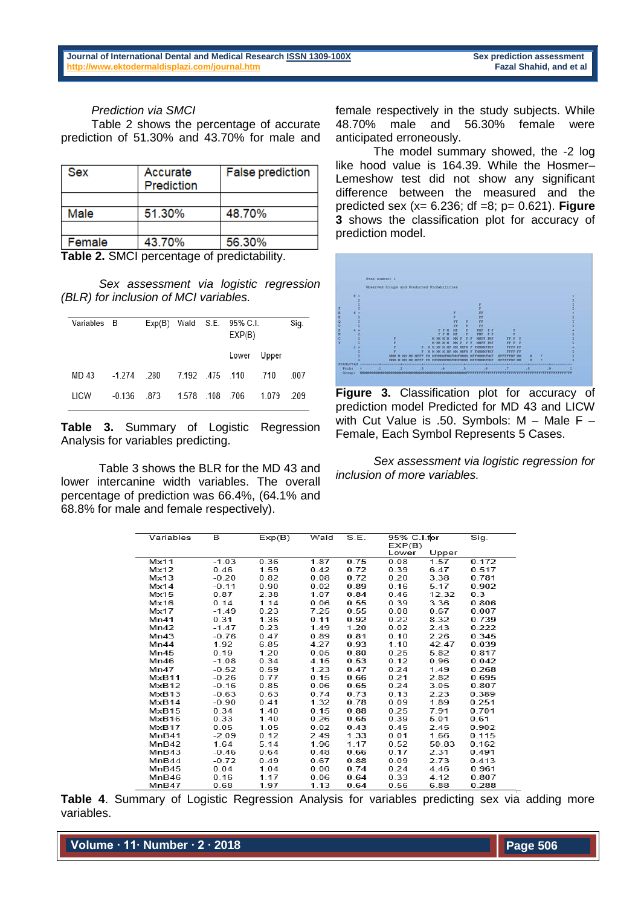*Prediction via SMCI*

Table 2 shows the percentage of accurate prediction of 51.30% and 43.70% for male and female respectively in the study subjects. While 48.70% male and 56.30% female were anticipated erroneously.

| Sex | Accurate Prediction | False prediction |
|---|---|---|
| Male | 51.30% | 48.70% |
| Female | 43.70% | 56.30% |

**Table 2.** SMCI percentage of predictability.

*Sex assessment via logistic regression (BLR) for inclusion of MCI variables.*

| Variables | B | Exp(B) | Wald | S.E. | 95% C.I. EXP(B) | | Sig. |
|---|---|---|---|---|---|---|---|
| | | | | | Lower | Upper | |
| MD 43 | -1.274 | .280 | 7.192 | .475 | .110 | .710 | .007 |
| LICW | -0.136 | .873 | 1.578 | .108 | .706 | 1.079 | .209 |

**Table 3.** Summary of Logistic Regression Analysis for variables predicting.

Table 3 shows the BLR for the MD 43 and lower intercanine width variables. The overall percentage of prediction was 66.4%, (64.1% and 68.8% for male and female respectively).

The model summary showed, the -2 log like hood value is 164.39. While the Hosmer–Lemeshow test did not show any significant difference between the measured and the predicted sex (x= 6.236; df =8; p= 0.621). **Figure 3** shows the classification plot for accuracy of prediction model.

**Figure 3.** Classification plot for accuracy of prediction model Predicted for MD 43 and LICW with Cut Value is .50. Symbols: M – Male F – Female, Each Symbol Represents 5 Cases.

*Sex assessment via logistic regression for inclusion of more variables.*

| Variables | B | Exp(B) | Wald | S.E. | 95% C.I.for EXP(B) | | Sig. |
|---|---|---|---|---|---|---|---|
| | | | | | Lower | Upper | |
| Mx11 | -1.03 | 0.36 | 1.87 | 0.75 | 0.08 | 1.57 | 0.172 |
| Mx12 | 0.46 | 1.59 | 0.42 | 0.72 | 0.39 | 6.47 | 0.517 |
| Mx13 | -0.20 | 0.82 | 0.08 | 0.72 | 0.20 | 3.38 | 0.781 |
| Mx14 | -0.11 | 0.90 | 0.02 | 0.89 | 0.16 | 5.17 | 0.902 |
| Mx15 | 0.87 | 2.38 | 1.07 | 0.84 | 0.46 | 12.32 | 0.3 |
| Mx16 | 0.14 | 1.14 | 0.06 | 0.55 | 0.39 | 3.36 | 0.806 |
| Mx17 | -1.49 | 0.23 | 7.25 | 0.55 | 0.08 | 0.67 | 0.007 |
| Mn41 | 0.31 | 1.36 | 0.11 | 0.92 | 0.22 | 8.32 | 0.739 |
| Mn42 | -1.47 | 0.23 | 1.49 | 1.20 | 0.02 | 2.43 | 0.222 |
| Mn43 | -0.76 | 0.47 | 0.89 | 0.81 | 0.10 | 2.26 | 0.345 |
| Mn44 | 1.92 | 6.85 | 4.27 | 0.93 | 1.10 | 42.47 | 0.039 |
| Mn45 | 0.19 | 1.20 | 0.05 | 0.80 | 0.25 | 5.82 | 0.817 |
| Mn46 | -1.08 | 0.34 | 4.15 | 0.53 | 0.12 | 0.96 | 0.042 |
| Mn47 | -0.52 | 0.59 | 1.23 | 0.47 | 0.24 | 1.49 | 0.268 |
| MxB11 | -0.26 | 0.77 | 0.15 | 0.66 | 0.21 | 2.82 | 0.695 |
| MxB12 | -0.16 | 0.85 | 0.06 | 0.65 | 0.24 | 3.05 | 0.807 |
| MxB13 | -0.63 | 0.53 | 0.74 | 0.73 | 0.13 | 2.23 | 0.389 |
| MxB14 | -0.90 | 0.41 | 1.32 | 0.78 | 0.09 | 1.89 | 0.251 |
| MxB15 | 0.34 | 1.40 | 0.15 | 0.88 | 0.25 | 7.91 | 0.701 |
| MxB16 | 0.33 | 1.40 | 0.26 | 0.65 | 0.39 | 5.01 | 0.61 |
| MxB17 | 0.05 | 1.05 | 0.02 | 0.43 | 0.45 | 2.45 | 0.902 |
| MnB41 | -2.09 | 0.12 | 2.49 | 1.33 | 0.01 | 1.66 | 0.115 |
| MnB42 | 1.64 | 5.14 | 1.96 | 1.17 | 0.52 | 50.83 | 0.162 |
| MnB43 | -0.46 | 0.64 | 0.48 | 0.66 | 0.17 | 2.31 | 0.491 |
| MnB44 | -0.72 | 0.49 | 0.67 | 0.88 | 0.09 | 2.73 | 0.413 |
| MnB45 | 0.04 | 1.04 | 0.00 | 0.74 | 0.24 | 4.46 | 0.961 |
| MnB46 | 0.16 | 1.17 | 0.06 | 0.64 | 0.33 | 4.12 | 0.807 |
| MnB47 | 0.68 | 1.97 | 1.13 | 0.64 | 0.56 | 6.88 | 0.288 |

**Table 4**. Summary of Logistic Regression Analysis for variables predicting sex via adding more variables.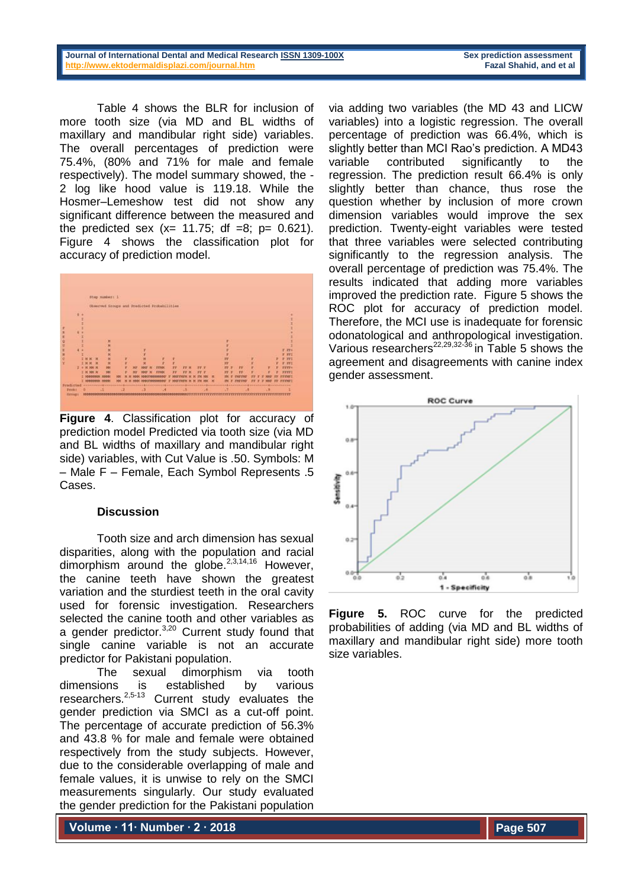Table 4 shows the BLR for inclusion of more tooth size (via MD and BL widths of maxillary and mandibular right side) variables. The overall percentages of prediction were 75.4%, (80% and 71% for male and female respectively). The model summary showed, the -2 log like hood value is 119.18. While the Hosmer–Lemeshow test did not show any significant difference between the measured and the predicted sex ($x= 11.75$; $df =8$; $p= 0.621$). Figure 4 shows the classification plot for accuracy of prediction model.

**Figure 4**. Classification plot for accuracy of prediction model Predicted via tooth size (via MD and BL widths of maxillary and mandibular right side) variables, with Cut Value is .50. Symbols: M – Male F – Female, Each Symbol Represents .5 Cases.

### Discussion

Tooth size and arch dimension has sexual disparities, along with the population and racial dimorphism around the globe.[2,3,14,16] However, the canine teeth have shown the greatest variation and the sturdiest teeth in the oral cavity used for forensic investigation. Researchers selected the canine tooth and other variables as a gender predictor.[3,20] Current study found that single canine variable is not an accurate predictor for Pakistani population.

The sexual dimorphism via tooth dimensions is established by various researchers.[2,5-13] Current study evaluates the gender prediction via SMCI as a cut-off point. The percentage of accurate prediction of 56.3% and 43.8 % for male and female were obtained respectively from the study subjects. However, due to the considerable overlapping of male and female values, it is unwise to rely on the SMCI measurements singularly. Our study evaluated the gender prediction for the Pakistani population via adding two variables (the MD 43 and LICW variables) into a logistic regression. The overall percentage of prediction was 66.4%, which is slightly better than MCI Rao's prediction. A MD43 variable contributed significantly to the regression. The prediction result 66.4% is only slightly better than chance, thus rose the question whether by inclusion of more crown dimension variables would improve the sex prediction. Twenty-eight variables were tested that three variables were selected contributing significantly to the regression analysis. The overall percentage of prediction was 75.4%. The results indicated that adding more variables improved the prediction rate. Figure 5 shows the ROC plot for accuracy of prediction model. Therefore, the MCI use is inadequate for forensic odonatological and anthropological investigation. Various researchers[22,29,32-36] in Table 5 shows the agreement and disagreements with canine index gender assessment.

**Figure 5.** ROC curve for the predicted probabilities of adding (via MD and BL widths of maxillary and mandibular right side) more tooth size variables.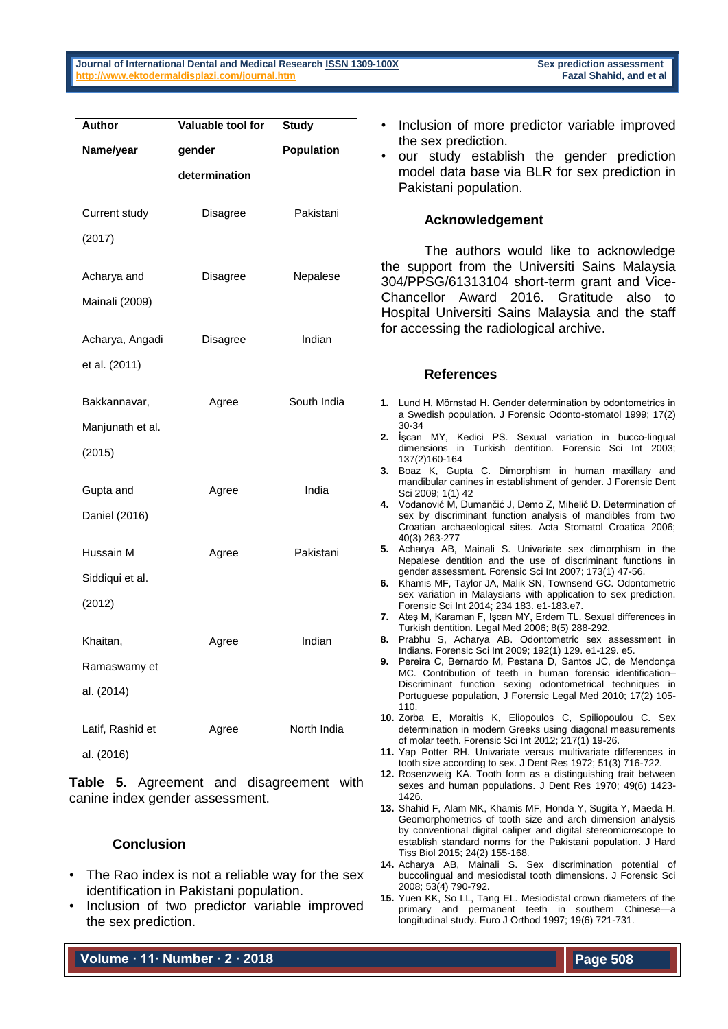| Author Name/year | Valuable tool for gender determination | Study Population |
|---|---|---|
| Current study (2017) | Disagree | Pakistani |
| Acharya and Mainali (2009) | Disagree | Nepalese |
| Acharya, Angadi et al. (2011) | Disagree | Indian |
| Bakkannavar, Manjunath et al. (2015) | Agree | South India |
| Gupta and Daniel (2016) | Agree | India |
| Hussain M Siddiqui et al. (2012) | Agree | Pakistani |
| Khaitan, Ramaswamy et al. (2014) | Agree | Indian |
| Latif, Rashid et al. (2016) | Agree | North India |

**Table 5.** Agreement and disagreement with canine index gender assessment.

### Conclusion

- The Rao index is not a reliable way for the sex identification in Pakistani population.
- Inclusion of two predictor variable improved the sex prediction.
- Inclusion of more predictor variable improved the sex prediction.
- our study establish the gender prediction model data base via BLR for sex prediction in Pakistani population.

### Acknowledgement

The authors would like to acknowledge the support from the Universiti Sains Malaysia 304/PPSG/61313104 short-term grant and Vice-Chancellor Award 2016. Gratitude also to Hospital Universiti Sains Malaysia and the staff for accessing the radiological archive.

### References

1. Lund H, Mörnstad H. Gender determination by odontometrics in a Swedish population. J Forensic Odonto-stomatol 1999; 17(2) 30-34
2. İşcan MY, Kedici PS. Sexual variation in bucco-lingual dimensions in Turkish dentition. Forensic Sci Int 2003; 137(2)160-164
3. Boaz K, Gupta C. Dimorphism in human maxillary and mandibular canines in establishment of gender. J Forensic Dent Sci 2009; 1(1) 42
4. Vodanović M, Dumančić J, Demo Z, Mihelić D. Determination of sex by discriminant function analysis of mandibles from two Croatian archaeological sites. Acta Stomatol Croatica 2006; 40(3) 263-277
5. Acharya AB, Mainali S. Univariate sex dimorphism in the Nepalese dentition and the use of discriminant functions in gender assessment. Forensic Sci Int 2007; 173(1) 47-56.
6. Khamis MF, Taylor JA, Malik SN, Townsend GC. Odontometric sex variation in Malaysians with application to sex prediction. Forensic Sci Int 2014; 234 183. e1-183.e7.
7. Ateş M, Karaman F, Işcan MY, Erdem TL. Sexual differences in Turkish dentition. Legal Med 2006; 8(5) 288-292.
8. Prabhu S, Acharya AB. Odontometric sex assessment in Indians. Forensic Sci Int 2009; 192(1) 129. e1-129. e5.
9. Pereira C, Bernardo M, Pestana D, Santos JC, de Mendonça MC. Contribution of teeth in human forensic identification–Discriminant function sexing odontometrical techniques in Portuguese population, J Forensic Legal Med 2010; 17(2) 105-110.
10. Zorba E, Moraitis K, Eliopoulos C, Spiliopoulou C. Sex determination in modern Greeks using diagonal measurements of molar teeth. Forensic Sci Int 2012; 217(1) 19-26.
11. Yap Potter RH. Univariate versus multivariate differences in tooth size according to sex. J Dent Res 1972; 51(3) 716-722.
12. Rosenzweig KA. Tooth form as a distinguishing trait between sexes and human populations. J Dent Res 1970; 49(6) 1423-1426.
13. Shahid F, Alam MK, Khamis MF, Honda Y, Sugita Y, Maeda H. Geomorphometrics of tooth size and arch dimension analysis by conventional digital caliper and digital stereomicroscope to establish standard norms for the Pakistani population. J Hard Tiss Biol 2015; 24(2) 155-168.
14. Acharya AB, Mainali S. Sex discrimination potential of buccolingual and mesiodistal tooth dimensions. J Forensic Sci 2008; 53(4) 790-792.
15. Yuen KK, So LL, Tang EL. Mesiodistal crown diameters of the primary and permanent teeth in southern Chinese—a longitudinal study. Euro J Orthod 1997; 19(6) 721-731.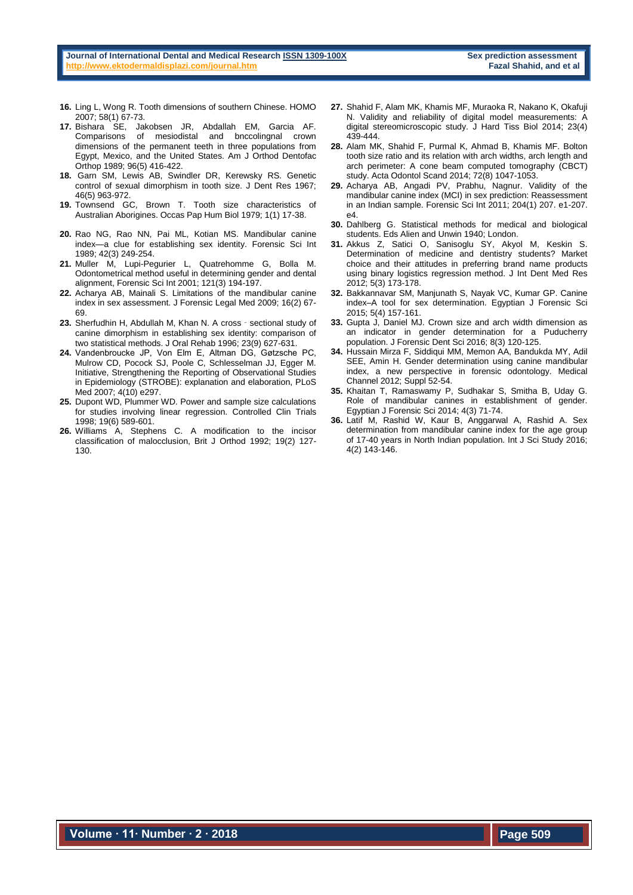16. Ling L, Wong R. Tooth dimensions of southern Chinese. HOMO 2007; 58(1) 67-73.
17. Bishara SE, Jakobsen JR, Abdallah EM, Garcia AF. Comparisons of mesiodistal and bnccolingnal crown dimensions of the permanent teeth in three populations from Egypt, Mexico, and the United States. Am J Orthod Dentofac Orthop 1989; 96(5) 416-422.
18. Garn SM, Lewis AB, Swindler DR, Kerewsky RS. Genetic control of sexual dimorphism in tooth size. J Dent Res 1967; 46(5) 963-972.
19. Townsend GC, Brown T. Tooth size characteristics of Australian Aborigines. Occas Pap Hum Biol 1979; 1(1) 17-38.
20. Rao NG, Rao NN, Pai ML, Kotian MS. Mandibular canine index—a clue for establishing sex identity. Forensic Sci Int 1989; 42(3) 249-254.
21. Muller M, Lupi-Pegurier L, Quatrehomme G, Bolla M. Odontometrical method useful in determining gender and dental alignment, Forensic Sci Int 2001; 121(3) 194-197.
22. Acharya AB, Mainali S. Limitations of the mandibular canine index in sex assessment. J Forensic Legal Med 2009; 16(2) 67-69.
23. Sherfudhin H, Abdullah M, Khan N. A cross‐sectional study of canine dimorphism in establishing sex identity: comparison of two statistical methods. J Oral Rehab 1996; 23(9) 627-631.
24. Vandenbroucke JP, Von Elm E, Altman DG, Gøtzsche PC, Mulrow CD, Pocock SJ, Poole C, Schlesselman JJ, Egger M. Initiative, Strengthening the Reporting of Observational Studies in Epidemiology (STROBE): explanation and elaboration, PLoS Med 2007; 4(10) e297.
25. Dupont WD, Plummer WD. Power and sample size calculations for studies involving linear regression. Controlled Clin Trials 1998; 19(6) 589-601.
26. Williams A, Stephens C. A modification to the incisor classification of malocclusion, Brit J Orthod 1992; 19(2) 127-130.
27. Shahid F, Alam MK, Khamis MF, Muraoka R, Nakano K, Okafuji N. Validity and reliability of digital model measurements: A digital stereomicroscopic study. J Hard Tiss Biol 2014; 23(4) 439-444.
28. Alam MK, Shahid F, Purmal K, Ahmad B, Khamis MF. Bolton tooth size ratio and its relation with arch widths, arch length and arch perimeter: A cone beam computed tomography (CBCT) study. Acta Odontol Scand 2014; 72(8) 1047-1053.
29. Acharya AB, Angadi PV, Prabhu, Nagnur. Validity of the mandibular canine index (MCI) in sex prediction: Reassessment in an Indian sample. Forensic Sci Int 2011; 204(1) 207. e1-207. e4.
30. Dahlberg G. Statistical methods for medical and biological students. Eds Alien and Unwin 1940; London.
31. Akkus Z, Satici O, Sanisoglu SY, Akyol M, Keskin S. Determination of medicine and dentistry students? Market choice and their attitudes in preferring brand name products using binary logistics regression method. J Int Dent Med Res 2012; 5(3) 173-178.
32. Bakkannavar SM, Manjunath S, Nayak VC, Kumar GP. Canine index–A tool for sex determination. Egyptian J Forensic Sci 2015; 5(4) 157-161.
33. Gupta J, Daniel MJ. Crown size and arch width dimension as an indicator in gender determination for a Puducherry population. J Forensic Dent Sci 2016; 8(3) 120-125.
34. Hussain Mirza F, Siddiqui MM, Memon AA, Bandukda MY, Adil SEE, Amin H. Gender determination using canine mandibular index, a new perspective in forensic odontology. Medical Channel 2012; Suppl 52-54.
35. Khaitan T, Ramaswamy P, Sudhakar S, Smitha B, Uday G. Role of mandibular canines in establishment of gender. Egyptian J Forensic Sci 2014; 4(3) 71-74.
36. Latif M, Rashid W, Kaur B, Anggarwal A, Rashid A. Sex determination from mandibular canine index for the age group of 17-40 years in North Indian population. Int J Sci Study 2016; 4(2) 143-146.